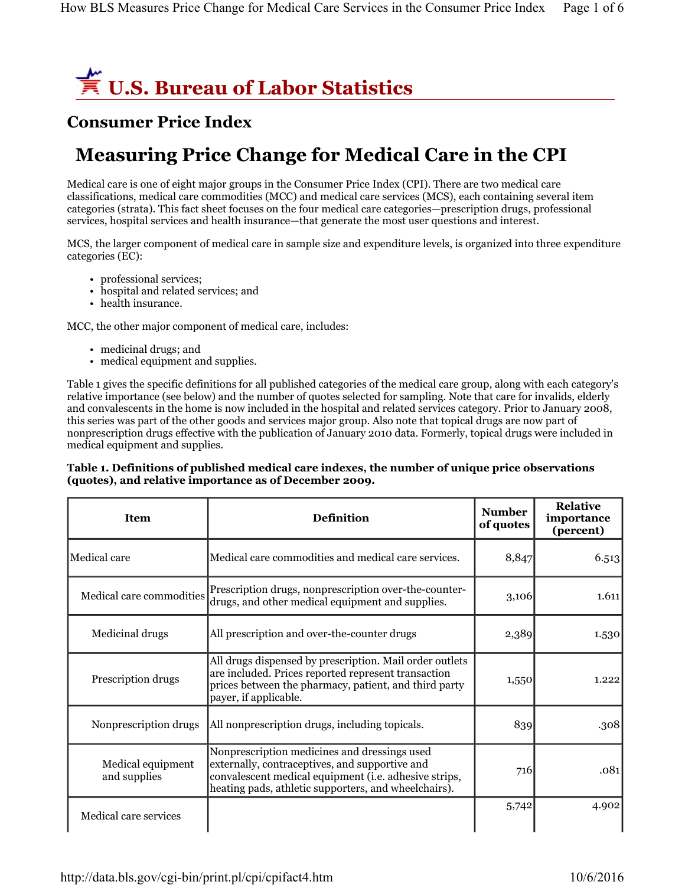# U.S. Bureau of Labor Statistics

## Consumer Price Index

# Measuring Price Change for Medical Care in the CPI

Medical care is one of eight major groups in the Consumer Price Index (CPI). There are two medical care classifications, medical care commodities (MCC) and medical care services (MCS), each containing several item categories (strata). This fact sheet focuses on the four medical care categories—prescription drugs, professional services, hospital services and health insurance—that generate the most user questions and interest.

MCS, the larger component of medical care in sample size and expenditure levels, is organized into three expenditure categories (EC):

- professional services;
- hospital and related services; and
- health insurance.

MCC, the other major component of medical care, includes:

- medicinal drugs; and
- medical equipment and supplies.

Table 1 gives the specific definitions for all published categories of the medical care group, along with each category's relative importance (see below) and the number of quotes selected for sampling. Note that care for invalids, elderly and convalescents in the home is now included in the hospital and related services category. Prior to January 2008, this series was part of the other goods and services major group. Also note that topical drugs are now part of nonprescription drugs effective with the publication of January 2010 data. Formerly, topical drugs were included in medical equipment and supplies.

**Table 1. Definitions of published medical care indexes, the number of unique price observations (quotes), and relative importance as of December 2009.**

| Item | Definition | Number of quotes | Relative importance (percent) |
|---|---|---|---|
| Medical care | Medical care commodities and medical care services. | 8,847 | 6.513 |
| Medical care commodities | Prescription drugs, nonprescription over-the-counter-drugs, and other medical equipment and supplies. | 3,106 | 1.611 |
| Medicinal drugs | All prescription and over-the-counter drugs | 2,389 | 1.530 |
| Prescription drugs | All drugs dispensed by prescription. Mail order outlets are included. Prices reported represent transaction prices between the pharmacy, patient, and third party payer, if applicable. | 1,550 | 1.222 |
| Nonprescription drugs | All nonprescription drugs, including topicals. | 839 | .308 |
| Medical equipment and supplies | Nonprescription medicines and dressings used externally, contraceptives, and supportive and convalescent medical equipment (i.e. adhesive strips, heating pads, athletic supporters, and wheelchairs). | 716 | .081 |
| Medical care services | | 5,742 | 4.902 |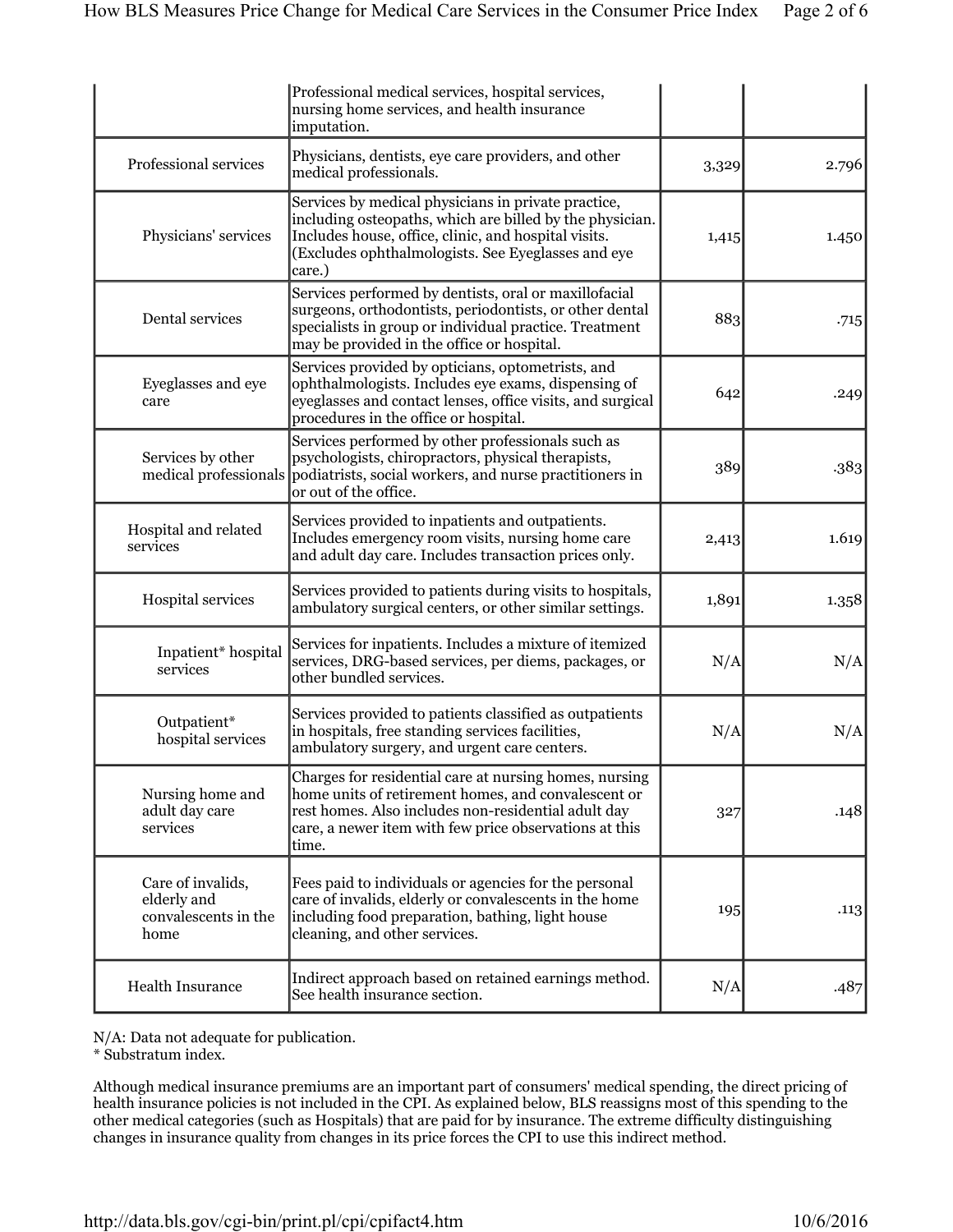| | | | |
|---|---|---|---|
| | Professional medical services, hospital services, nursing home services, and health insurance imputation. | | |
| Professional services | Physicians, dentists, eye care providers, and other medical professionals. | 3,329 | 2.796 |
| Physicians' services | Services by medical physicians in private practice, including osteopaths, which are billed by the physician. Includes house, office, clinic, and hospital visits. (Excludes ophthalmologists. See Eyeglasses and eye care.) | 1,415 | 1.450 |
| Dental services | Services performed by dentists, oral or maxillofacial surgeons, orthodontists, periodontists, or other dental specialists in group or individual practice. Treatment may be provided in the office or hospital. | 883 | .715 |
| Eyeglasses and eye care | Services provided by opticians, optometrists, and ophthalmologists. Includes eye exams, dispensing of eyeglasses and contact lenses, office visits, and surgical procedures in the office or hospital. | 642 | .249 |
| Services by other medical professionals | Services performed by other professionals such as psychologists, chiropractors, physical therapists, podiatrists, social workers, and nurse practitioners in or out of the office. | 389 | .383 |
| Hospital and related services | Services provided to inpatients and outpatients. Includes emergency room visits, nursing home care and adult day care. Includes transaction prices only. | 2,413 | 1.619 |
| Hospital services | Services provided to patients during visits to hospitals, ambulatory surgical centers, or other similar settings. | 1,891 | 1.358 |
| Inpatient* hospital services | Services for inpatients. Includes a mixture of itemized services, DRG-based services, per diems, packages, or other bundled services. | N/A | N/A |
| Outpatient* hospital services | Services provided to patients classified as outpatients in hospitals, free standing services facilities, ambulatory surgery, and urgent care centers. | N/A | N/A |
| Nursing home and adult day care services | Charges for residential care at nursing homes, nursing home units of retirement homes, and convalescent or rest homes. Also includes non-residential adult day care, a newer item with few price observations at this time. | 327 | .148 |
| Care of invalids, elderly and convalescents in the home | Fees paid to individuals or agencies for the personal care of invalids, elderly or convalescents in the home including food preparation, bathing, light house cleaning, and other services. | 195 | .113 |
| Health Insurance | Indirect approach based on retained earnings method. See health insurance section. | N/A | .487 |

N/A: Data not adequate for publication.
* Substratum index.

Although medical insurance premiums are an important part of consumers' medical spending, the direct pricing of health insurance policies is not included in the CPI. As explained below, BLS reassigns most of this spending to the other medical categories (such as Hospitals) that are paid for by insurance. The extreme difficulty distinguishing changes in insurance quality from changes in its price forces the CPI to use this indirect method.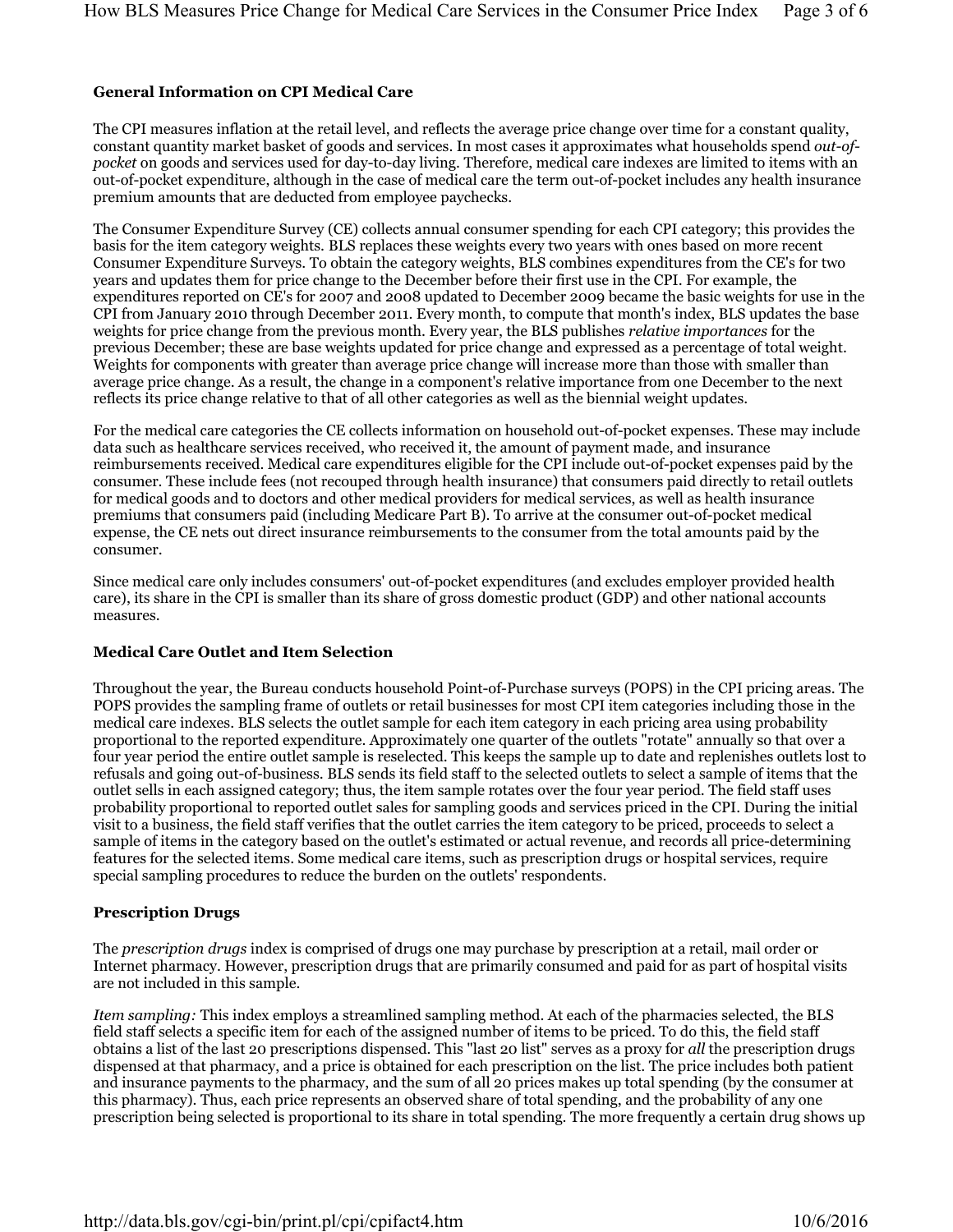### General Information on CPI Medical Care

The CPI measures inflation at the retail level, and reflects the average price change over time for a constant quality, constant quantity market basket of goods and services. In most cases it approximates what households spend *out-of-pocket* on goods and services used for day-to-day living. Therefore, medical care indexes are limited to items with an out-of-pocket expenditure, although in the case of medical care the term out-of-pocket includes any health insurance premium amounts that are deducted from employee paychecks.

The Consumer Expenditure Survey (CE) collects annual consumer spending for each CPI category; this provides the basis for the item category weights. BLS replaces these weights every two years with ones based on more recent Consumer Expenditure Surveys. To obtain the category weights, BLS combines expenditures from the CE's for two years and updates them for price change to the December before their first use in the CPI. For example, the expenditures reported on CE's for 2007 and 2008 updated to December 2009 became the basic weights for use in the CPI from January 2010 through December 2011. Every month, to compute that month's index, BLS updates the base weights for price change from the previous month. Every year, the BLS publishes *relative importances* for the previous December; these are base weights updated for price change and expressed as a percentage of total weight. Weights for components with greater than average price change will increase more than those with smaller than average price change. As a result, the change in a component's relative importance from one December to the next reflects its price change relative to that of all other categories as well as the biennial weight updates.

For the medical care categories the CE collects information on household out-of-pocket expenses. These may include data such as healthcare services received, who received it, the amount of payment made, and insurance reimbursements received. Medical care expenditures eligible for the CPI include out-of-pocket expenses paid by the consumer. These include fees (not recouped through health insurance) that consumers paid directly to retail outlets for medical goods and to doctors and other medical providers for medical services, as well as health insurance premiums that consumers paid (including Medicare Part B). To arrive at the consumer out-of-pocket medical expense, the CE nets out direct insurance reimbursements to the consumer from the total amounts paid by the consumer.

Since medical care only includes consumers' out-of-pocket expenditures (and excludes employer provided health care), its share in the CPI is smaller than its share of gross domestic product (GDP) and other national accounts measures.

### Medical Care Outlet and Item Selection

Throughout the year, the Bureau conducts household Point-of-Purchase surveys (POPS) in the CPI pricing areas. The POPS provides the sampling frame of outlets or retail businesses for most CPI item categories including those in the medical care indexes. BLS selects the outlet sample for each item category in each pricing area using probability proportional to the reported expenditure. Approximately one quarter of the outlets "rotate" annually so that over a four year period the entire outlet sample is reselected. This keeps the sample up to date and replenishes outlets lost to refusals and going out-of-business. BLS sends its field staff to the selected outlets to select a sample of items that the outlet sells in each assigned category; thus, the item sample rotates over the four year period. The field staff uses probability proportional to reported outlet sales for sampling goods and services priced in the CPI. During the initial visit to a business, the field staff verifies that the outlet carries the item category to be priced, proceeds to select a sample of items in the category based on the outlet's estimated or actual revenue, and records all price-determining features for the selected items. Some medical care items, such as prescription drugs or hospital services, require special sampling procedures to reduce the burden on the outlets' respondents.

### Prescription Drugs

The *prescription drugs* index is comprised of drugs one may purchase by prescription at a retail, mail order or Internet pharmacy. However, prescription drugs that are primarily consumed and paid for as part of hospital visits are not included in this sample.

*Item sampling:* This index employs a streamlined sampling method. At each of the pharmacies selected, the BLS field staff selects a specific item for each of the assigned number of items to be priced. To do this, the field staff obtains a list of the last 20 prescriptions dispensed. This "last 20 list" serves as a proxy for *all* the prescription drugs dispensed at that pharmacy, and a price is obtained for each prescription on the list. The price includes both patient and insurance payments to the pharmacy, and the sum of all 20 prices makes up total spending (by the consumer at this pharmacy). Thus, each price represents an observed share of total spending, and the probability of any one prescription being selected is proportional to its share in total spending. The more frequently a certain drug shows up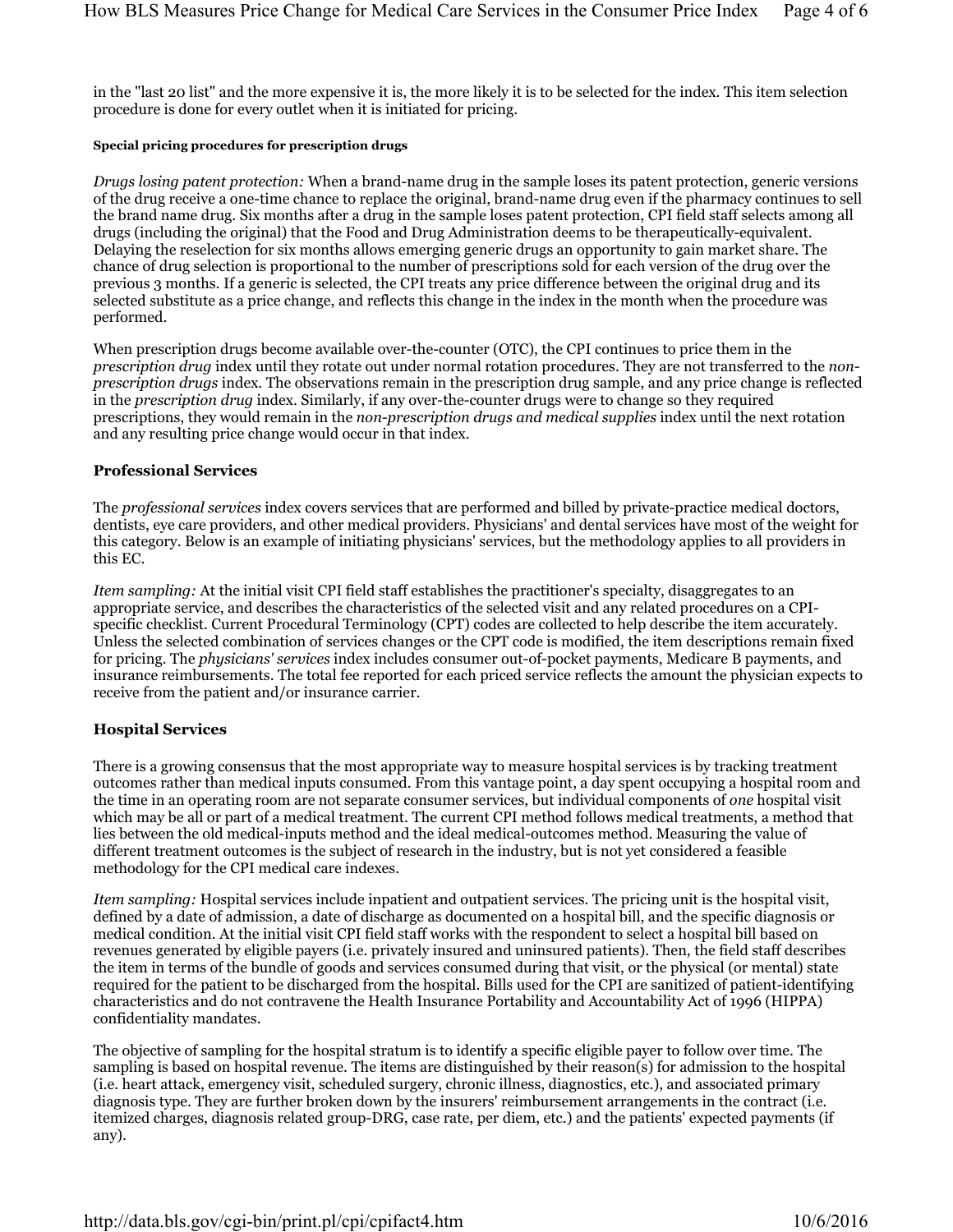in the "last 20 list" and the more expensive it is, the more likely it is to be selected for the index. This item selection procedure is done for every outlet when it is initiated for pricing.

#### Special pricing procedures for prescription drugs

*Drugs losing patent protection:* When a brand-name drug in the sample loses its patent protection, generic versions of the drug receive a one-time chance to replace the original, brand-name drug even if the pharmacy continues to sell the brand name drug. Six months after a drug in the sample loses patent protection, CPI field staff selects among all drugs (including the original) that the Food and Drug Administration deems to be therapeutically-equivalent. Delaying the reselection for six months allows emerging generic drugs an opportunity to gain market share. The chance of drug selection is proportional to the number of prescriptions sold for each version of the drug over the previous 3 months. If a generic is selected, the CPI treats any price difference between the original drug and its selected substitute as a price change, and reflects this change in the index in the month when the procedure was performed.

When prescription drugs become available over-the-counter (OTC), the CPI continues to price them in the *prescription drug* index until they rotate out under normal rotation procedures. They are not transferred to the *non-prescription drugs* index. The observations remain in the prescription drug sample, and any price change is reflected in the *prescription drug* index. Similarly, if any over-the-counter drugs were to change so they required prescriptions, they would remain in the *non-prescription drugs and medical supplies* index until the next rotation and any resulting price change would occur in that index.

### Professional Services

The *professional services* index covers services that are performed and billed by private-practice medical doctors, dentists, eye care providers, and other medical providers. Physicians' and dental services have most of the weight for this category. Below is an example of initiating physicians' services, but the methodology applies to all providers in this EC.

*Item sampling:* At the initial visit CPI field staff establishes the practitioner's specialty, disaggregates to an appropriate service, and describes the characteristics of the selected visit and any related procedures on a CPI-specific checklist. Current Procedural Terminology (CPT) codes are collected to help describe the item accurately. Unless the selected combination of services changes or the CPT code is modified, the item descriptions remain fixed for pricing. The *physicians' services* index includes consumer out-of-pocket payments, Medicare B payments, and insurance reimbursements. The total fee reported for each priced service reflects the amount the physician expects to receive from the patient and/or insurance carrier.

### Hospital Services

There is a growing consensus that the most appropriate way to measure hospital services is by tracking treatment outcomes rather than medical inputs consumed. From this vantage point, a day spent occupying a hospital room and the time in an operating room are not separate consumer services, but individual components of *one* hospital visit which may be all or part of a medical treatment. The current CPI method follows medical treatments, a method that lies between the old medical-inputs method and the ideal medical-outcomes method. Measuring the value of different treatment outcomes is the subject of research in the industry, but is not yet considered a feasible methodology for the CPI medical care indexes.

*Item sampling:* Hospital services include inpatient and outpatient services. The pricing unit is the hospital visit, defined by a date of admission, a date of discharge as documented on a hospital bill, and the specific diagnosis or medical condition. At the initial visit CPI field staff works with the respondent to select a hospital bill based on revenues generated by eligible payers (i.e. privately insured and uninsured patients). Then, the field staff describes the item in terms of the bundle of goods and services consumed during that visit, or the physical (or mental) state required for the patient to be discharged from the hospital. Bills used for the CPI are sanitized of patient-identifying characteristics and do not contravene the Health Insurance Portability and Accountability Act of 1996 (HIPPA) confidentiality mandates.

The objective of sampling for the hospital stratum is to identify a specific eligible payer to follow over time. The sampling is based on hospital revenue. The items are distinguished by their reason(s) for admission to the hospital (i.e. heart attack, emergency visit, scheduled surgery, chronic illness, diagnostics, etc.), and associated primary diagnosis type. They are further broken down by the insurers' reimbursement arrangements in the contract (i.e. itemized charges, diagnosis related group-DRG, case rate, per diem, etc.) and the patients' expected payments (if any).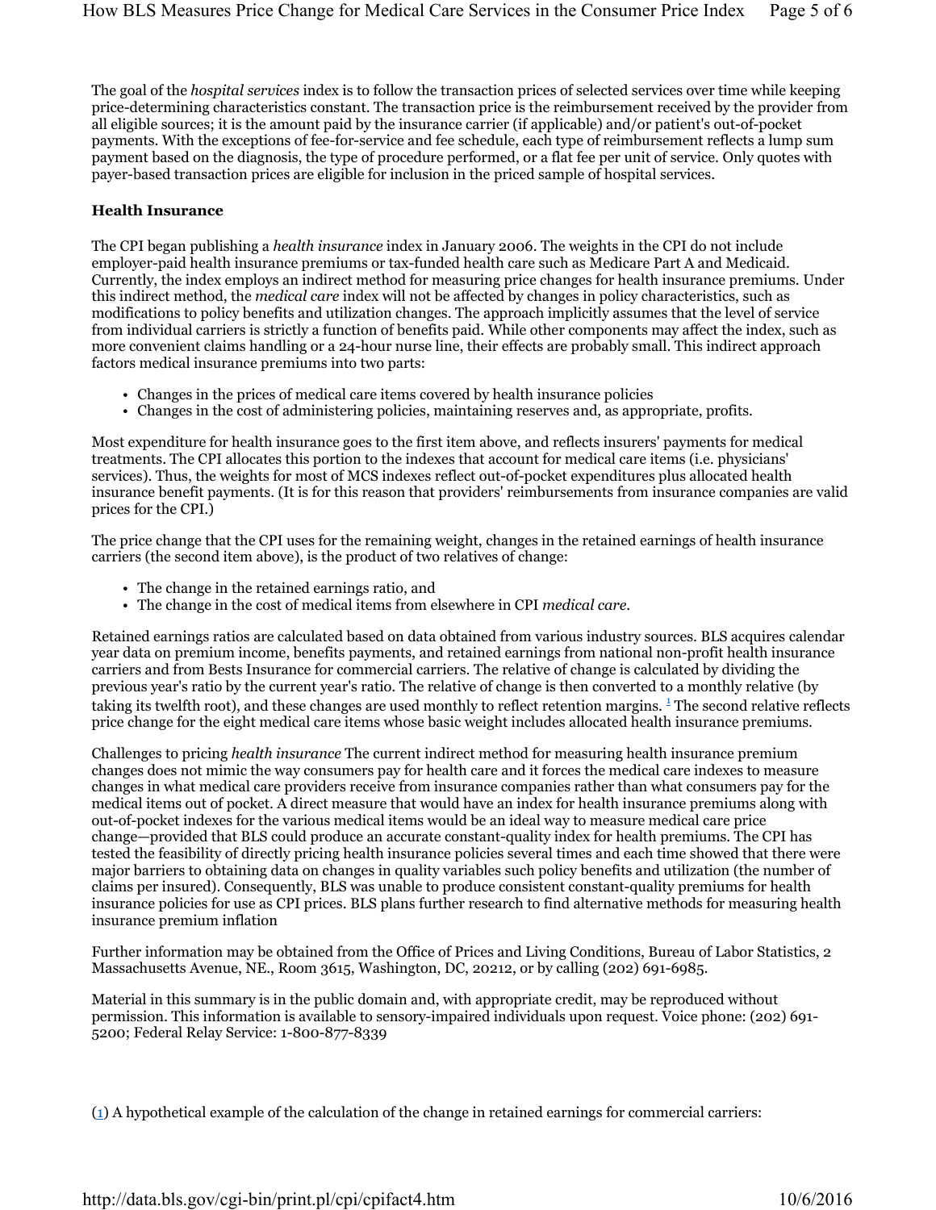The goal of the *hospital services* index is to follow the transaction prices of selected services over time while keeping price-determining characteristics constant. The transaction price is the reimbursement received by the provider from all eligible sources; it is the amount paid by the insurance carrier (if applicable) and/or patient's out-of-pocket payments. With the exceptions of fee-for-service and fee schedule, each type of reimbursement reflects a lump sum payment based on the diagnosis, the type of procedure performed, or a flat fee per unit of service. Only quotes with payer-based transaction prices are eligible for inclusion in the priced sample of hospital services.

### Health Insurance

The CPI began publishing a *health insurance* index in January 2006. The weights in the CPI do not include employer-paid health insurance premiums or tax-funded health care such as Medicare Part A and Medicaid. Currently, the index employs an indirect method for measuring price changes for health insurance premiums. Under this indirect method, the *medical care* index will not be affected by changes in policy characteristics, such as modifications to policy benefits and utilization changes. The approach implicitly assumes that the level of service from individual carriers is strictly a function of benefits paid. While other components may affect the index, such as more convenient claims handling or a 24-hour nurse line, their effects are probably small. This indirect approach factors medical insurance premiums into two parts:

- Changes in the prices of medical care items covered by health insurance policies
- Changes in the cost of administering policies, maintaining reserves and, as appropriate, profits.

Most expenditure for health insurance goes to the first item above, and reflects insurers' payments for medical treatments. The CPI allocates this portion to the indexes that account for medical care items (i.e. physicians' services). Thus, the weights for most of MCS indexes reflect out-of-pocket expenditures plus allocated health insurance benefit payments. (It is for this reason that providers' reimbursements from insurance companies are valid prices for the CPI.)

The price change that the CPI uses for the remaining weight, changes in the retained earnings of health insurance carriers (the second item above), is the product of two relatives of change:

- The change in the retained earnings ratio, and
- The change in the cost of medical items from elsewhere in CPI *medical care*.

Retained earnings ratios are calculated based on data obtained from various industry sources. BLS acquires calendar year data on premium income, benefits payments, and retained earnings from national non-profit health insurance carriers and from Bests Insurance for commercial carriers. The relative of change is calculated by dividing the previous year's ratio by the current year's ratio. The relative of change is then converted to a monthly relative (by taking its twelfth root), and these changes are used monthly to reflect retention margins. [1] The second relative reflects price change for the eight medical care items whose basic weight includes allocated health insurance premiums.

Challenges to pricing *health insurance* The current indirect method for measuring health insurance premium changes does not mimic the way consumers pay for health care and it forces the medical care indexes to measure changes in what medical care providers receive from insurance companies rather than what consumers pay for the medical items out of pocket. A direct measure that would have an index for health insurance premiums along with out-of-pocket indexes for the various medical items would be an ideal way to measure medical care price change—provided that BLS could produce an accurate constant-quality index for health premiums. The CPI has tested the feasibility of directly pricing health insurance policies several times and each time showed that there were major barriers to obtaining data on changes in quality variables such policy benefits and utilization (the number of claims per insured). Consequently, BLS was unable to produce consistent constant-quality premiums for health insurance policies for use as CPI prices. BLS plans further research to find alternative methods for measuring health insurance premium inflation

Further information may be obtained from the Office of Prices and Living Conditions, Bureau of Labor Statistics, 2 Massachusetts Avenue, NE., Room 3615, Washington, DC, 20212, or by calling (202) 691-6985.

Material in this summary is in the public domain and, with appropriate credit, may be reproduced without permission. This information is available to sensory-impaired individuals upon request. Voice phone: (202) 691-5200; Federal Relay Service: 1-800-877-8339

(1) A hypothetical example of the calculation of the change in retained earnings for commercial carriers: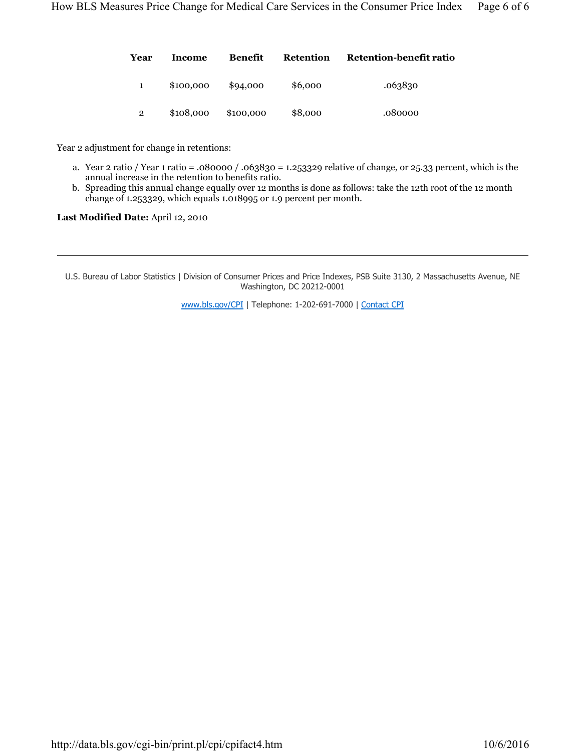| Year | Income | Benefit | Retention | Retention-benefit ratio |
| --- | --- | --- | --- | --- |
| 1 | $100,000 | $94,000 | $6,000 | .063830 |
| 2 | $108,000 | $100,000 | $8,000 | .080000 |

Year 2 adjustment for change in retentions:

a. Year 2 ratio / Year 1 ratio = .080000 / .063830 = 1.253329 relative of change, or 25.33 percent, which is the annual increase in the retention to benefits ratio.
b. Spreading this annual change equally over 12 months is done as follows: take the 12th root of the 12 month change of 1.253329, which equals 1.018995 or 1.9 percent per month.

**Last Modified Date:** April 12, 2010

---

U.S. Bureau of Labor Statistics | Division of Consumer Prices and Price Indexes, PSB Suite 3130, 2 Massachusetts Avenue, NE Washington, DC 20212-0001

www.bls.gov/CPI | Telephone: 1-202-691-7000 | Contact CPI